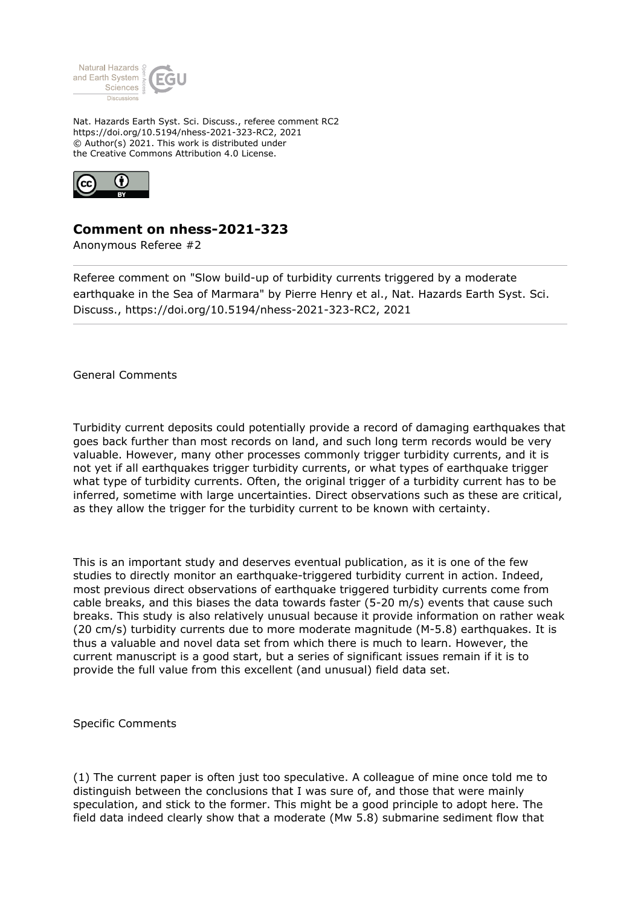Nat. Hazards Earth Syst. Sci. Discuss., referee comment RC2
https://doi.org/10.5194/nhess-2021-323-RC2, 2021
© Author(s) 2021. This work is distributed under
the Creative Commons Attribution 4.0 License.

## Comment on nhess-2021-323

Anonymous Referee #2

---

Referee comment on "Slow build-up of turbidity currents triggered by a moderate earthquake in the Sea of Marmara" by Pierre Henry et al., Nat. Hazards Earth Syst. Sci. Discuss., https://doi.org/10.5194/nhess-2021-323-RC2, 2021

---

General Comments

Turbidity current deposits could potentially provide a record of damaging earthquakes that goes back further than most records on land, and such long term records would be very valuable. However, many other processes commonly trigger turbidity currents, and it is not yet if all earthquakes trigger turbidity currents, or what types of earthquake trigger what type of turbidity currents. Often, the original trigger of a turbidity current has to be inferred, sometime with large uncertainties. Direct observations such as these are critical, as they allow the trigger for the turbidity current to be known with certainty.

This is an important study and deserves eventual publication, as it is one of the few studies to directly monitor an earthquake-triggered turbidity current in action. Indeed, most previous direct observations of earthquake triggered turbidity currents come from cable breaks, and this biases the data towards faster (5-20 m/s) events that cause such breaks. This study is also relatively unusual because it provide information on rather weak (20 cm/s) turbidity currents due to more moderate magnitude (M-5.8) earthquakes. It is thus a valuable and novel data set from which there is much to learn. However, the current manuscript is a good start, but a series of significant issues remain if it is to provide the full value from this excellent (and unusual) field data set.

Specific Comments

(1) The current paper is often just too speculative. A colleague of mine once told me to distinguish between the conclusions that I was sure of, and those that were mainly speculation, and stick to the former. This might be a good principle to adopt here. The field data indeed clearly show that a moderate (Mw 5.8) submarine sediment flow that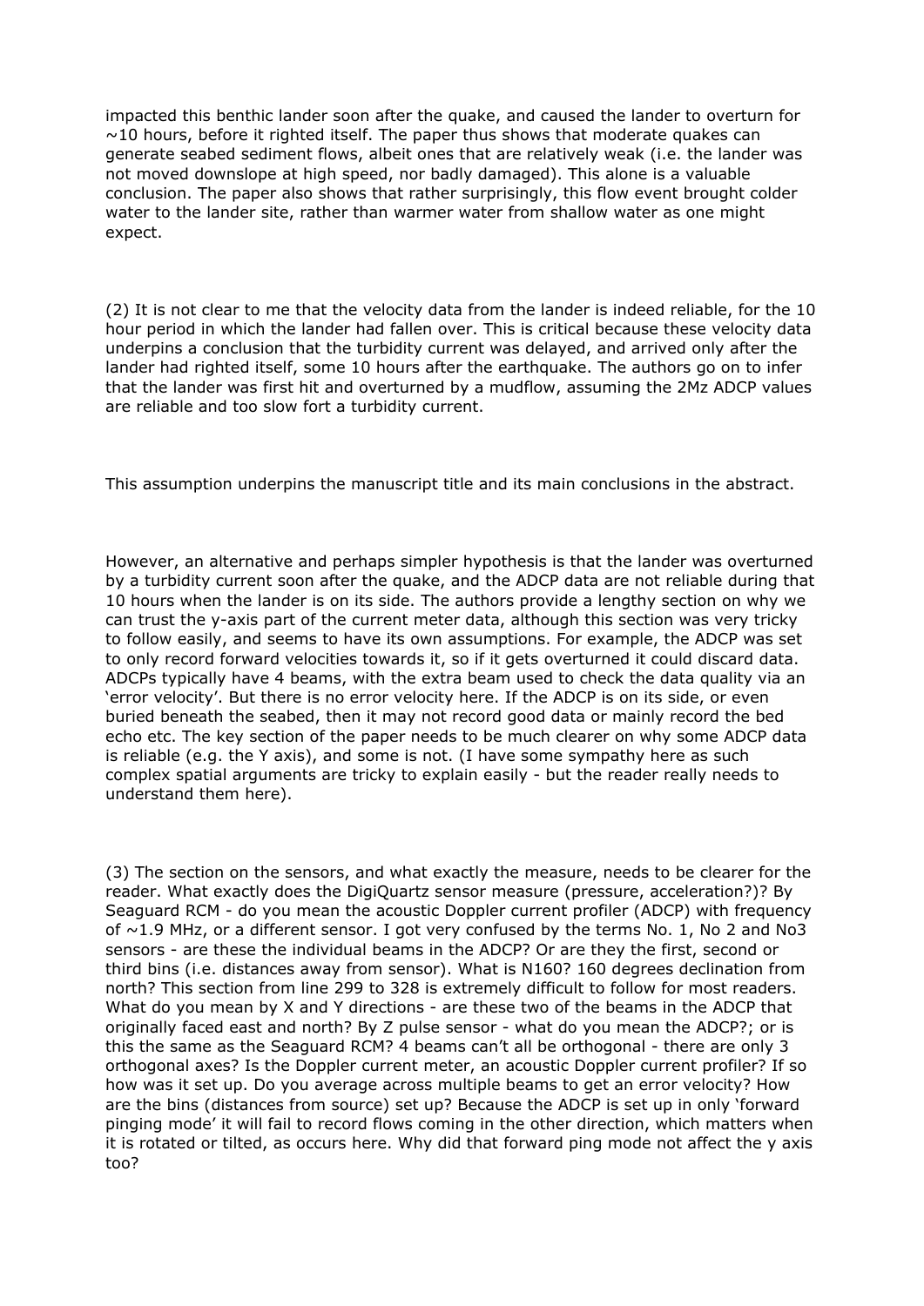impacted this benthic lander soon after the quake, and caused the lander to overturn for ~10 hours, before it righted itself. The paper thus shows that moderate quakes can generate seabed sediment flows, albeit ones that are relatively weak (i.e. the lander was not moved downslope at high speed, nor badly damaged). This alone is a valuable conclusion. The paper also shows that rather surprisingly, this flow event brought colder water to the lander site, rather than warmer water from shallow water as one might expect.

(2) It is not clear to me that the velocity data from the lander is indeed reliable, for the 10 hour period in which the lander had fallen over. This is critical because these velocity data underpins a conclusion that the turbidity current was delayed, and arrived only after the lander had righted itself, some 10 hours after the earthquake. The authors go on to infer that the lander was first hit and overturned by a mudflow, assuming the 2Mz ADCP values are reliable and too slow fort a turbidity current.

This assumption underpins the manuscript title and its main conclusions in the abstract.

However, an alternative and perhaps simpler hypothesis is that the lander was overturned by a turbidity current soon after the quake, and the ADCP data are not reliable during that 10 hours when the lander is on its side. The authors provide a lengthy section on why we can trust the y-axis part of the current meter data, although this section was very tricky to follow easily, and seems to have its own assumptions. For example, the ADCP was set to only record forward velocities towards it, so if it gets overturned it could discard data. ADCPs typically have 4 beams, with the extra beam used to check the data quality via an 'error velocity'. But there is no error velocity here. If the ADCP is on its side, or even buried beneath the seabed, then it may not record good data or mainly record the bed echo etc. The key section of the paper needs to be much clearer on why some ADCP data is reliable (e.g. the Y axis), and some is not. (I have some sympathy here as such complex spatial arguments are tricky to explain easily - but the reader really needs to understand them here).

(3) The section on the sensors, and what exactly the measure, needs to be clearer for the reader. What exactly does the DigiQuartz sensor measure (pressure, acceleration?)? By Seaguard RCM - do you mean the acoustic Doppler current profiler (ADCP) with frequency of ~1.9 MHz, or a different sensor. I got very confused by the terms No. 1, No 2 and No3 sensors - are these the individual beams in the ADCP? Or are they the first, second or third bins (i.e. distances away from sensor). What is N160? 160 degrees declination from north? This section from line 299 to 328 is extremely difficult to follow for most readers. What do you mean by X and Y directions - are these two of the beams in the ADCP that originally faced east and north? By Z pulse sensor - what do you mean the ADCP?; or is this the same as the Seaguard RCM? 4 beams can't all be orthogonal - there are only 3 orthogonal axes? Is the Doppler current meter, an acoustic Doppler current profiler? If so how was it set up. Do you average across multiple beams to get an error velocity? How are the bins (distances from source) set up? Because the ADCP is set up in only 'forward pinging mode' it will fail to record flows coming in the other direction, which matters when it is rotated or tilted, as occurs here. Why did that forward ping mode not affect the y axis too?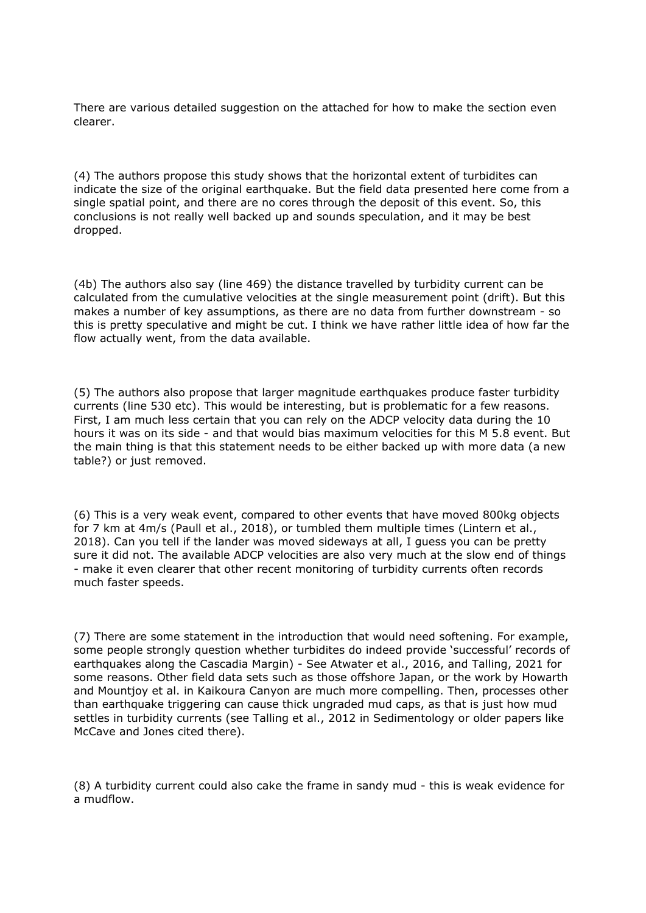There are various detailed suggestion on the attached for how to make the section even clearer.

(4) The authors propose this study shows that the horizontal extent of turbidites can indicate the size of the original earthquake. But the field data presented here come from a single spatial point, and there are no cores through the deposit of this event. So, this conclusions is not really well backed up and sounds speculation, and it may be best dropped.

(4b) The authors also say (line 469) the distance travelled by turbidity current can be calculated from the cumulative velocities at the single measurement point (drift). But this makes a number of key assumptions, as there are no data from further downstream - so this is pretty speculative and might be cut. I think we have rather little idea of how far the flow actually went, from the data available.

(5) The authors also propose that larger magnitude earthquakes produce faster turbidity currents (line 530 etc). This would be interesting, but is problematic for a few reasons. First, I am much less certain that you can rely on the ADCP velocity data during the 10 hours it was on its side - and that would bias maximum velocities for this M 5.8 event. But the main thing is that this statement needs to be either backed up with more data (a new table?) or just removed.

(6) This is a very weak event, compared to other events that have moved 800kg objects for 7 km at 4m/s (Paull et al., 2018), or tumbled them multiple times (Lintern et al., 2018). Can you tell if the lander was moved sideways at all, I guess you can be pretty sure it did not. The available ADCP velocities are also very much at the slow end of things - make it even clearer that other recent monitoring of turbidity currents often records much faster speeds.

(7) There are some statement in the introduction that would need softening. For example, some people strongly question whether turbidites do indeed provide 'successful' records of earthquakes along the Cascadia Margin) - See Atwater et al., 2016, and Talling, 2021 for some reasons. Other field data sets such as those offshore Japan, or the work by Howarth and Mountjoy et al. in Kaikoura Canyon are much more compelling. Then, processes other than earthquake triggering can cause thick ungraded mud caps, as that is just how mud settles in turbidity currents (see Talling et al., 2012 in Sedimentology or older papers like McCave and Jones cited there).

(8) A turbidity current could also cake the frame in sandy mud - this is weak evidence for a mudflow.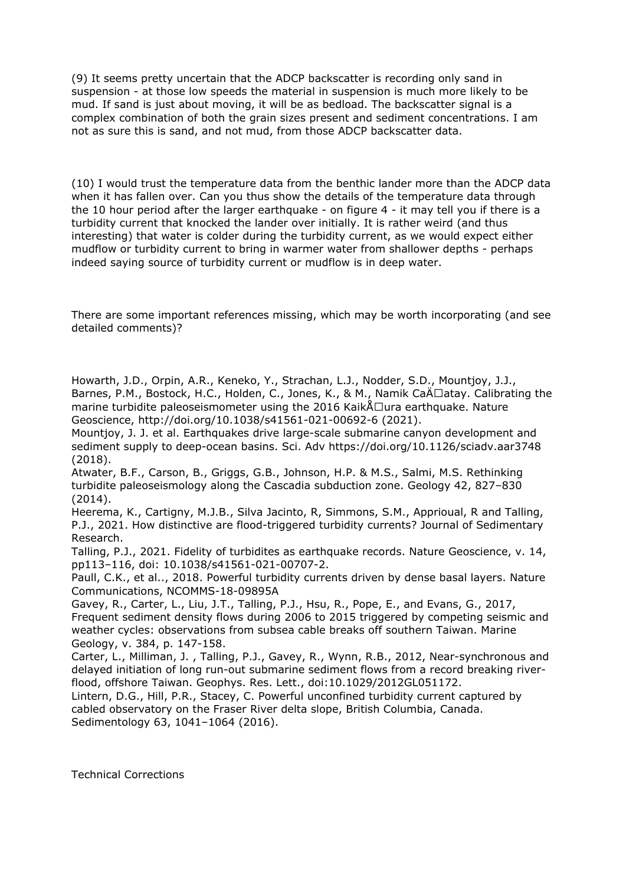(9) It seems pretty uncertain that the ADCP backscatter is recording only sand in suspension - at those low speeds the material in suspension is much more likely to be mud. If sand is just about moving, it will be as bedload. The backscatter signal is a complex combination of both the grain sizes present and sediment concentrations. I am not as sure this is sand, and not mud, from those ADCP backscatter data.

(10) I would trust the temperature data from the benthic lander more than the ADCP data when it has fallen over. Can you thus show the details of the temperature data through the 10 hour period after the larger earthquake - on figure 4 - it may tell you if there is a turbidity current that knocked the lander over initially. It is rather weird (and thus interesting) that water is colder during the turbidity current, as we would expect either mudflow or turbidity current to bring in warmer water from shallower depths - perhaps indeed saying source of turbidity current or mudflow is in deep water.

There are some important references missing, which may be worth incorporating (and see detailed comments)?

Howarth, J.D., Orpin, A.R., Keneko, Y., Strachan, L.J., Nodder, S.D., Mountjoy, J.J., Barnes, P.M., Bostock, H.C., Holden, C., Jones, K., & M., Namik CaÄ□atay. Calibrating the marine turbidite paleoseismometer using the 2016 KaikÅ□ura earthquake. Nature Geoscience, http://doi.org/10.1038/s41561-021-00692-6 (2021).

Mountjoy, J. J. et al. Earthquakes drive large-scale submarine canyon development and sediment supply to deep-ocean basins. Sci. Adv https://doi.org/10.1126/sciadv.aar3748 (2018).

Atwater, B.F., Carson, B., Griggs, G.B., Johnson, H.P. & M.S., Salmi, M.S. Rethinking turbidite paleoseismology along the Cascadia subduction zone. Geology 42, 827–830 (2014).

Heerema, K., Cartigny, M.J.B., Silva Jacinto, R, Simmons, S.M., Apprioual, R and Talling, P.J., 2021. How distinctive are flood-triggered turbidity currents? Journal of Sedimentary Research.

Talling, P.J., 2021. Fidelity of turbidites as earthquake records. Nature Geoscience, v. 14, pp113–116, doi: 10.1038/s41561-021-00707-2.

Paull, C.K., et al.., 2018. Powerful turbidity currents driven by dense basal layers. Nature Communications, NCOMMS-18-09895A

Gavey, R., Carter, L., Liu, J.T., Talling, P.J., Hsu, R., Pope, E., and Evans, G., 2017, Frequent sediment density flows during 2006 to 2015 triggered by competing seismic and weather cycles: observations from subsea cable breaks off southern Taiwan. Marine Geology, v. 384, p. 147-158.

Carter, L., Milliman, J. , Talling, P.J., Gavey, R., Wynn, R.B., 2012, Near-synchronous and delayed initiation of long run-out submarine sediment flows from a record breaking river-flood, offshore Taiwan. Geophys. Res. Lett., doi:10.1029/2012GL051172.

Lintern, D.G., Hill, P.R., Stacey, C. Powerful unconfined turbidity current captured by cabled observatory on the Fraser River delta slope, British Columbia, Canada. Sedimentology 63, 1041–1064 (2016).

Technical Corrections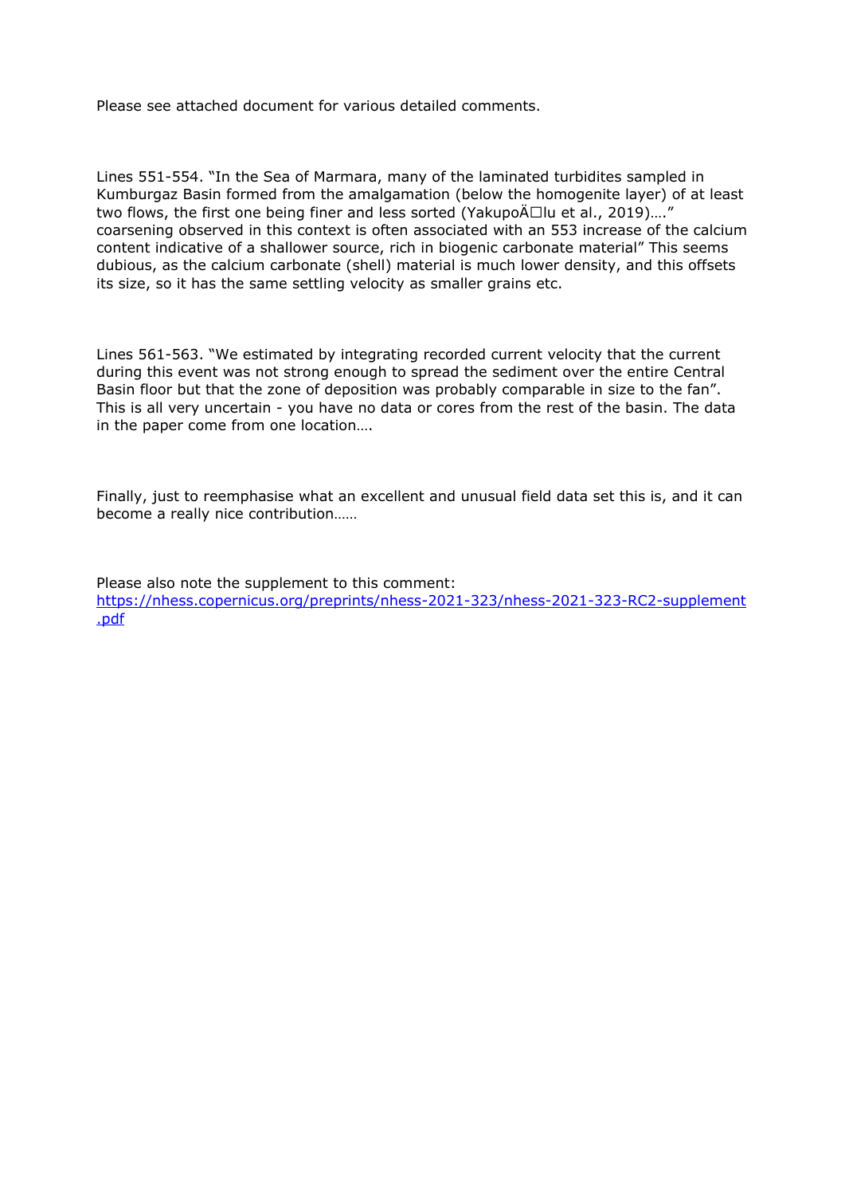Please see attached document for various detailed comments.

Lines 551-554. “In the Sea of Marmara, many of the laminated turbidites sampled in Kumburgaz Basin formed from the amalgamation (below the homogenite layer) of at least two flows, the first one being finer and less sorted (YakupoÄ□lu et al., 2019)….” coarsening observed in this context is often associated with an 553 increase of the calcium content indicative of a shallower source, rich in biogenic carbonate material” This seems dubious, as the calcium carbonate (shell) material is much lower density, and this offsets its size, so it has the same settling velocity as smaller grains etc.

Lines 561-563. “We estimated by integrating recorded current velocity that the current during this event was not strong enough to spread the sediment over the entire Central Basin floor but that the zone of deposition was probably comparable in size to the fan”. This is all very uncertain - you have no data or cores from the rest of the basin. The data in the paper come from one location….

Finally, just to reemphasise what an excellent and unusual field data set this is, and it can become a really nice contribution……

Please also note the supplement to this comment:
[https://nhess.copernicus.org/preprints/nhess-2021-323/nhess-2021-323-RC2-supplement.pdf](https://nhess.copernicus.org/preprints/nhess-2021-323/nhess-2021-323-RC2-supplement.pdf)